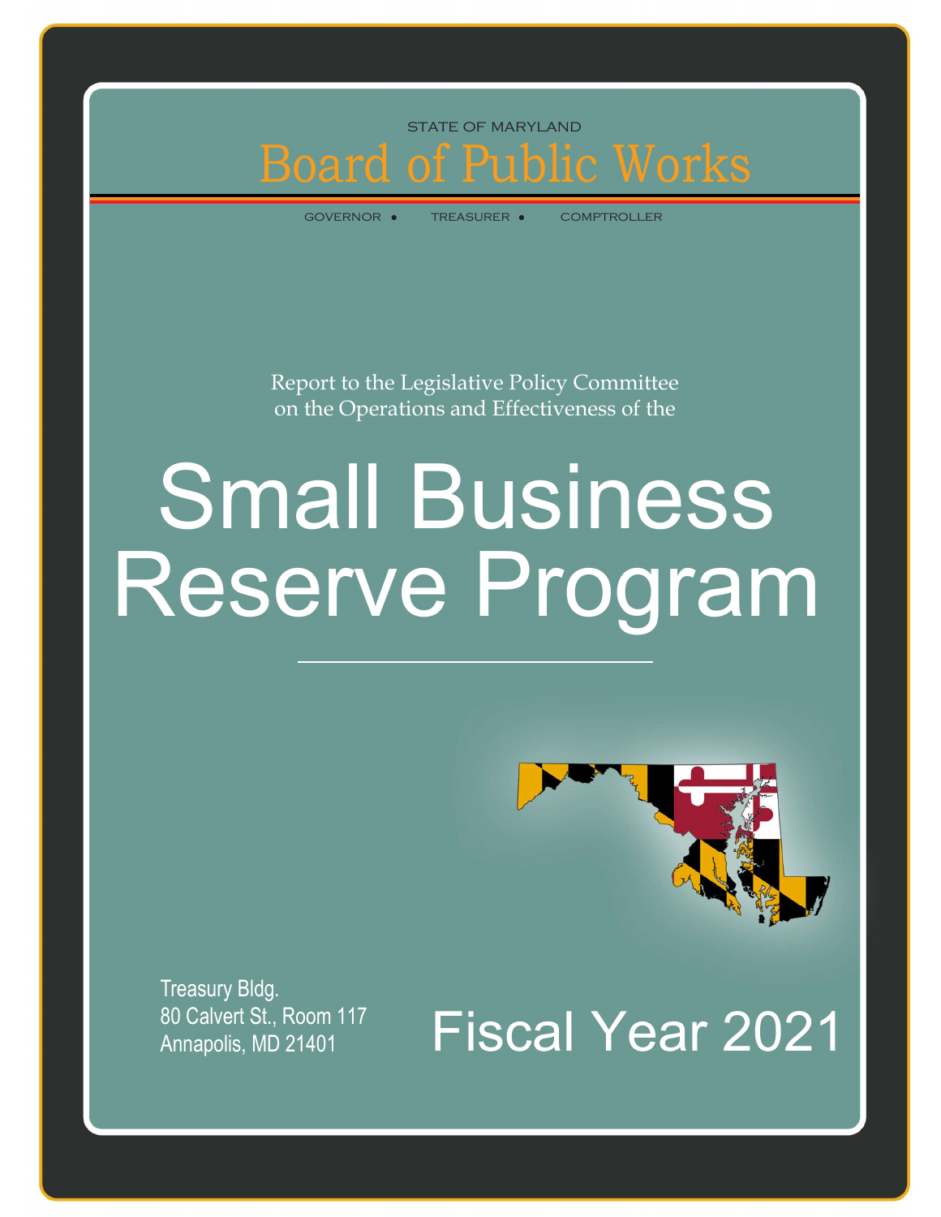STATE OF MARYLAND

# Board of Public Works

GOVERNOR • TREASURER • COMPTROLLER

Report to the Legislative Policy Committee on the Operations and Effectiveness of the

# Small Business Reserve Program

Treasury Bldg.
80 Calvert St., Room 117
Annapolis, MD 21401

## Fiscal Year 2021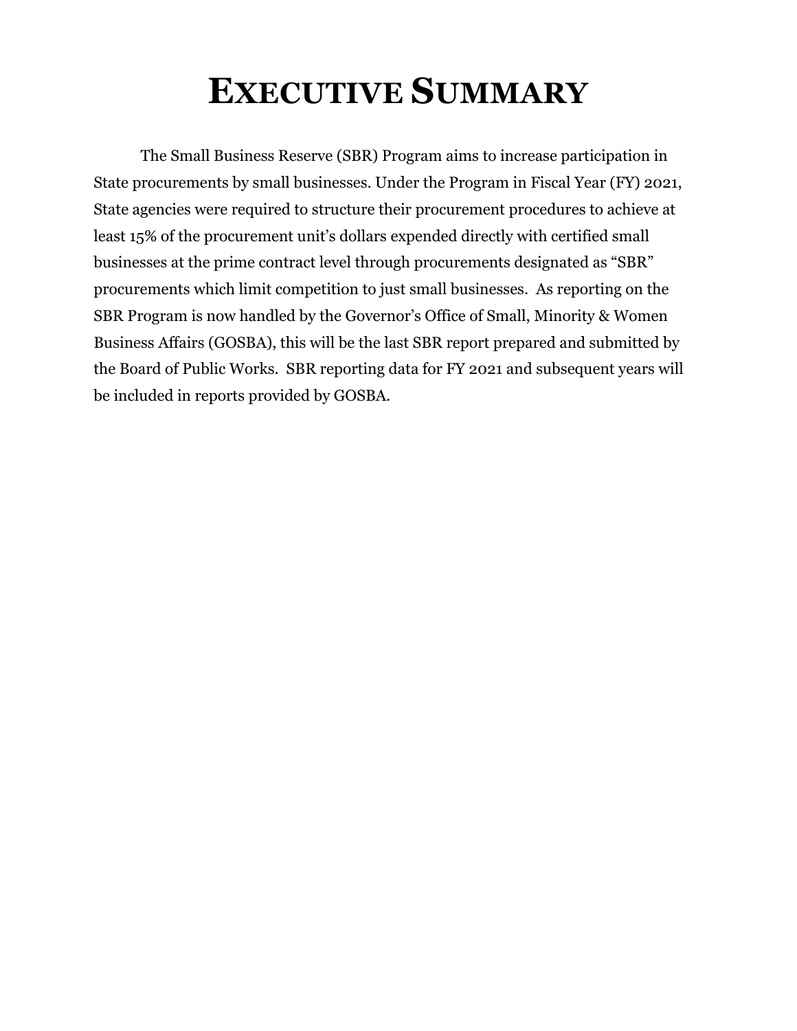# EXECUTIVE SUMMARY

The Small Business Reserve (SBR) Program aims to increase participation in State procurements by small businesses. Under the Program in Fiscal Year (FY) 2021, State agencies were required to structure their procurement procedures to achieve at least 15% of the procurement unit's dollars expended directly with certified small businesses at the prime contract level through procurements designated as "SBR" procurements which limit competition to just small businesses. As reporting on the SBR Program is now handled by the Governor's Office of Small, Minority & Women Business Affairs (GOSBA), this will be the last SBR report prepared and submitted by the Board of Public Works. SBR reporting data for FY 2021 and subsequent years will be included in reports provided by GOSBA.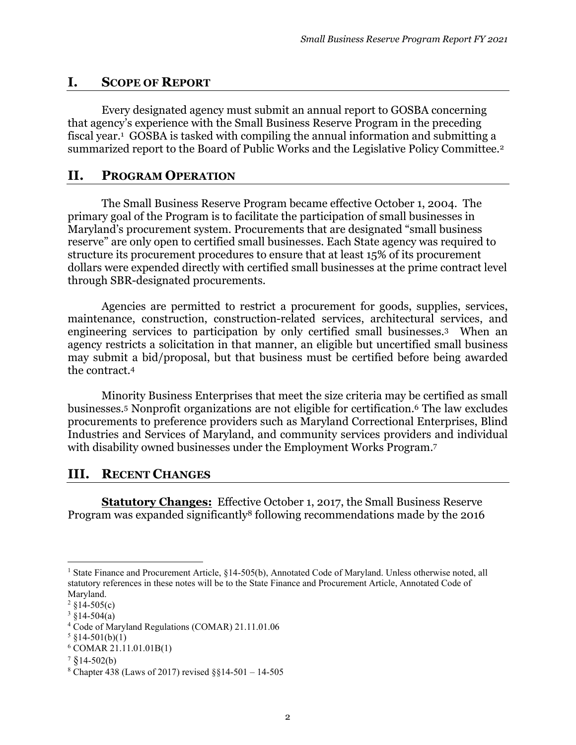## I. SCOPE OF REPORT

Every designated agency must submit an annual report to GOSBA concerning that agency's experience with the Small Business Reserve Program in the preceding fiscal year.[1] GOSBA is tasked with compiling the annual information and submitting a summarized report to the Board of Public Works and the Legislative Policy Committee.[2]

## II. PROGRAM OPERATION

The Small Business Reserve Program became effective October 1, 2004. The primary goal of the Program is to facilitate the participation of small businesses in Maryland's procurement system. Procurements that are designated "small business reserve" are only open to certified small businesses. Each State agency was required to structure its procurement procedures to ensure that at least 15% of its procurement dollars were expended directly with certified small businesses at the prime contract level through SBR-designated procurements.

Agencies are permitted to restrict a procurement for goods, supplies, services, maintenance, construction, construction-related services, architectural services, and engineering services to participation by only certified small businesses.[3] When an agency restricts a solicitation in that manner, an eligible but uncertified small business may submit a bid/proposal, but that business must be certified before being awarded the contract.[4]

Minority Business Enterprises that meet the size criteria may be certified as small businesses.[5] Nonprofit organizations are not eligible for certification.[6] The law excludes procurements to preference providers such as Maryland Correctional Enterprises, Blind Industries and Services of Maryland, and community services providers and individual with disability owned businesses under the Employment Works Program.[7]

## III. RECENT CHANGES

**Statutory Changes:** Effective October 1, 2017, the Small Business Reserve Program was expanded significantly[8] following recommendations made by the 2016

---

[1] State Finance and Procurement Article, §14-505(b), Annotated Code of Maryland. Unless otherwise noted, all statutory references in these notes will be to the State Finance and Procurement Article, Annotated Code of Maryland.

[2] §14-505(c)

[3] §14-504(a)

[4] Code of Maryland Regulations (COMAR) 21.11.01.06

[5] §14-501(b)(1)

[6] COMAR 21.11.01.01B(1)

[7] §14-502(b)

[8] Chapter 438 (Laws of 2017) revised §§14-501 – 14-505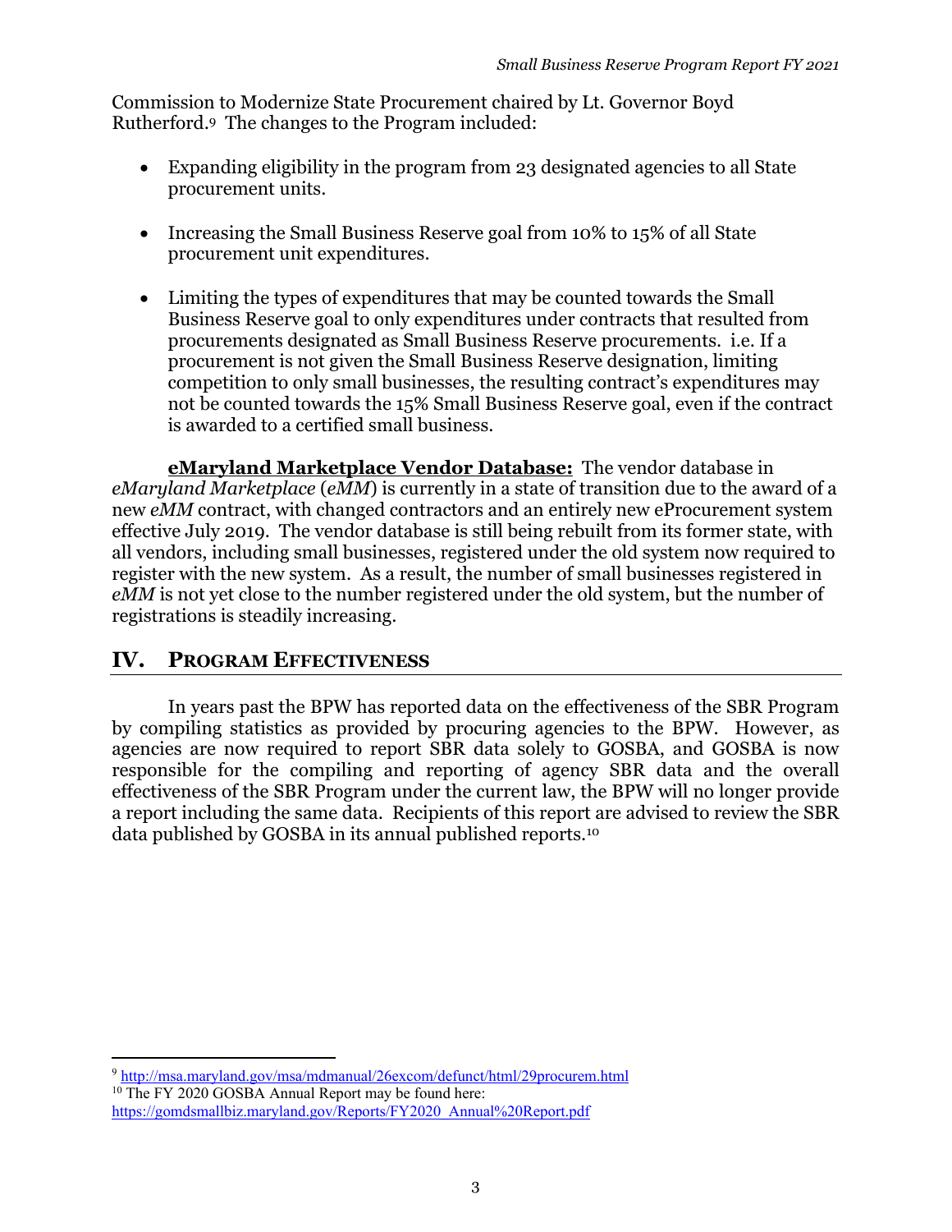Commission to Modernize State Procurement chaired by Lt. Governor Boyd Rutherford.[9] The changes to the Program included:

- Expanding eligibility in the program from 23 designated agencies to all State procurement units.
- Increasing the Small Business Reserve goal from 10% to 15% of all State procurement unit expenditures.
- Limiting the types of expenditures that may be counted towards the Small Business Reserve goal to only expenditures under contracts that resulted from procurements designated as Small Business Reserve procurements. i.e. If a procurement is not given the Small Business Reserve designation, limiting competition to only small businesses, the resulting contract's expenditures may not be counted towards the 15% Small Business Reserve goal, even if the contract is awarded to a certified small business.

**eMaryland Marketplace Vendor Database:** The vendor database in *eMaryland Marketplace* (*eMM*) is currently in a state of transition due to the award of a new *eMM* contract, with changed contractors and an entirely new eProcurement system effective July 2019. The vendor database is still being rebuilt from its former state, with all vendors, including small businesses, registered under the old system now required to register with the new system. As a result, the number of small businesses registered in *eMM* is not yet close to the number registered under the old system, but the number of registrations is steadily increasing.

## IV. Program Effectiveness

In years past the BPW has reported data on the effectiveness of the SBR Program by compiling statistics as provided by procuring agencies to the BPW. However, as agencies are now required to report SBR data solely to GOSBA, and GOSBA is now responsible for the compiling and reporting of agency SBR data and the overall effectiveness of the SBR Program under the current law, the BPW will no longer provide a report including the same data. Recipients of this report are advised to review the SBR data published by GOSBA in its annual published reports.[10]

---

[9] http://msa.maryland.gov/msa/mdmanual/26excom/defunct/html/29procurem.html

[10] The FY 2020 GOSBA Annual Report may be found here: https://gomdsmallbiz.maryland.gov/Reports/FY2020_Annual%20Report.pdf